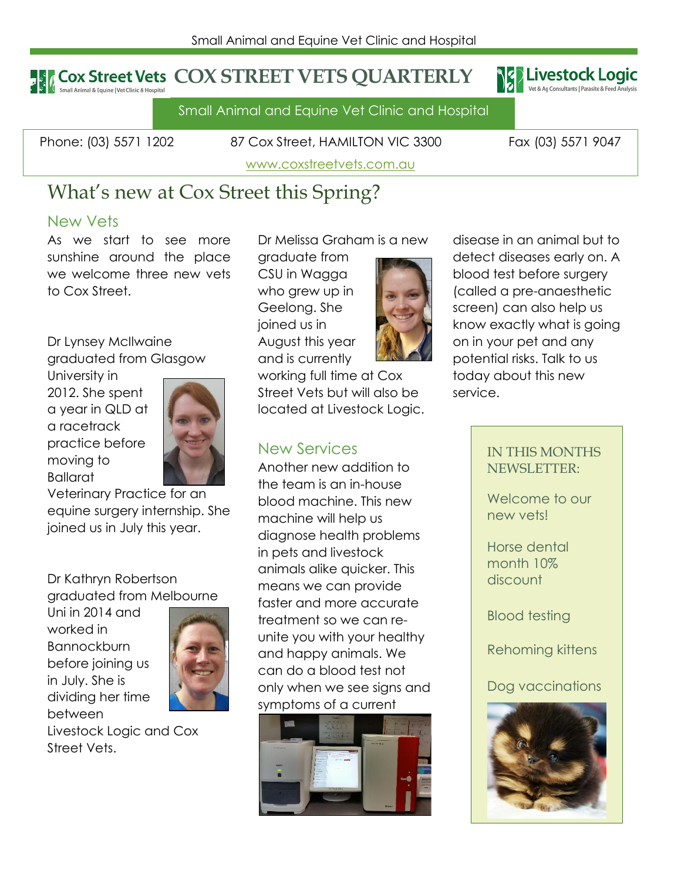Small Animal and Equine Vet Clinic and Hospital

# COX STREET VETS QUARTERLY

Small Animal and Equine Vet Clinic and Hospital

Phone: (03) 5571 1202 | 87 Cox Street, HAMILTON VIC 3300 | Fax (03) 5571 9047

www.coxstreetvets.com.au

## What's new at Cox Street this Spring?

### New Vets

As we start to see more sunshine around the place we welcome three new vets to Cox Street.

Dr Lynsey McIlwaine graduated from Glasgow University in 2012. She spent a year in QLD at a racetrack practice before moving to Ballarat Veterinary Practice for an equine surgery internship. She joined us in July this year.

Dr Kathryn Robertson graduated from Melbourne Uni in 2014 and worked in Bannockburn before joining us in July. She is dividing her time between Livestock Logic and Cox Street Vets.

Dr Melissa Graham is a new graduate from CSU in Wagga who grew up in Geelong. She joined us in August this year and is currently working full time at Cox Street Vets but will also be located at Livestock Logic.

### New Services

Another new addition to the team is an in-house blood machine. This new machine will help us diagnose health problems in pets and livestock animals alike quicker. This means we can provide faster and more accurate treatment so we can re-unite you with your healthy and happy animals. We can do a blood test not only when we see signs and symptoms of a current disease in an animal but to detect diseases early on. A blood test before surgery (called a pre-anaesthetic screen) can also help us know exactly what is going on in your pet and any potential risks. Talk to us today about this new service.

IN THIS MONTHS NEWSLETTER:

- Welcome to our new vets!
- Horse dental month 10% discount
- Blood testing
- Rehoming kittens
- Dog vaccinations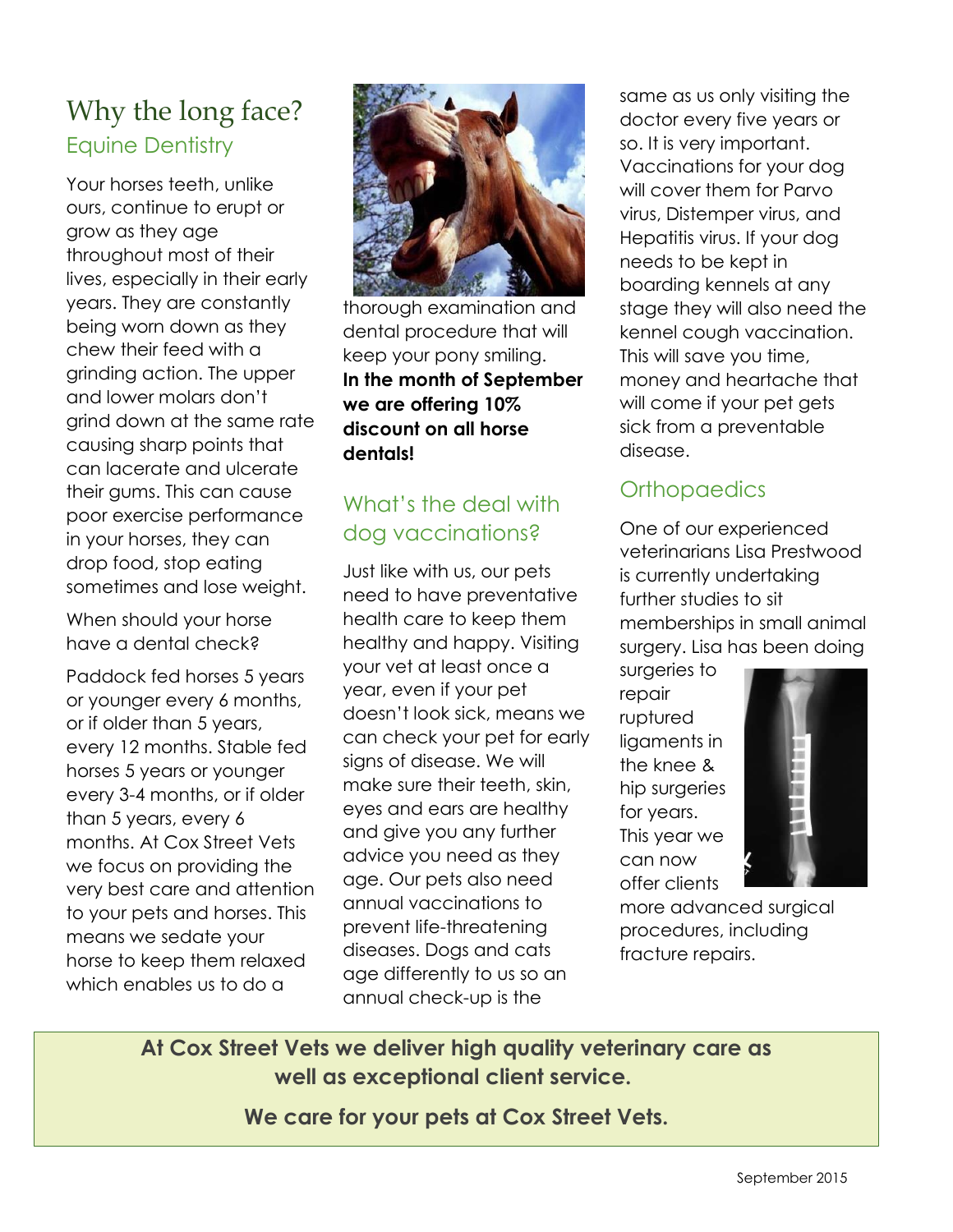# Why the long face?

## Equine Dentistry

Your horses teeth, unlike ours, continue to erupt or grow as they age throughout most of their lives, especially in their early years. They are constantly being worn down as they chew their feed with a grinding action. The upper and lower molars don't grind down at the same rate causing sharp points that can lacerate and ulcerate their gums. This can cause poor exercise performance in your horses, they can drop food, stop eating sometimes and lose weight.

When should your horse have a dental check?

Paddock fed horses 5 years or younger every 6 months, or if older than 5 years, every 12 months. Stable fed horses 5 years or younger every 3-4 months, or if older than 5 years, every 6 months. At Cox Street Vets we focus on providing the very best care and attention to your pets and horses. This means we sedate your horse to keep them relaxed which enables us to do a thorough examination and dental procedure that will keep your pony smiling. **In the month of September we are offering 10% discount on all horse dentals!**

## What's the deal with dog vaccinations?

Just like with us, our pets need to have preventative health care to keep them healthy and happy. Visiting your vet at least once a year, even if your pet doesn't look sick, means we can check your pet for early signs of disease. We will make sure their teeth, skin, eyes and ears are healthy and give you any further advice you need as they age. Our pets also need annual vaccinations to prevent life-threatening diseases. Dogs and cats age differently to us so an annual check-up is the same as us only visiting the doctor every five years or so. It is very important. Vaccinations for your dog will cover them for Parvo virus, Distemper virus, and Hepatitis virus. If your dog needs to be kept in boarding kennels at any stage they will also need the kennel cough vaccination. This will save you time, money and heartache that will come if your pet gets sick from a preventable disease.

## Orthopaedics

One of our experienced veterinarians Lisa Prestwood is currently undertaking further studies to sit memberships in small animal surgery. Lisa has been doing surgeries to repair ruptured ligaments in the knee & hip surgeries for years. This year we can now offer clients more advanced surgical procedures, including fracture repairs.

**At Cox Street Vets we deliver high quality veterinary care as well as exceptional client service.**

**We care for your pets at Cox Street Vets.**

September 2015